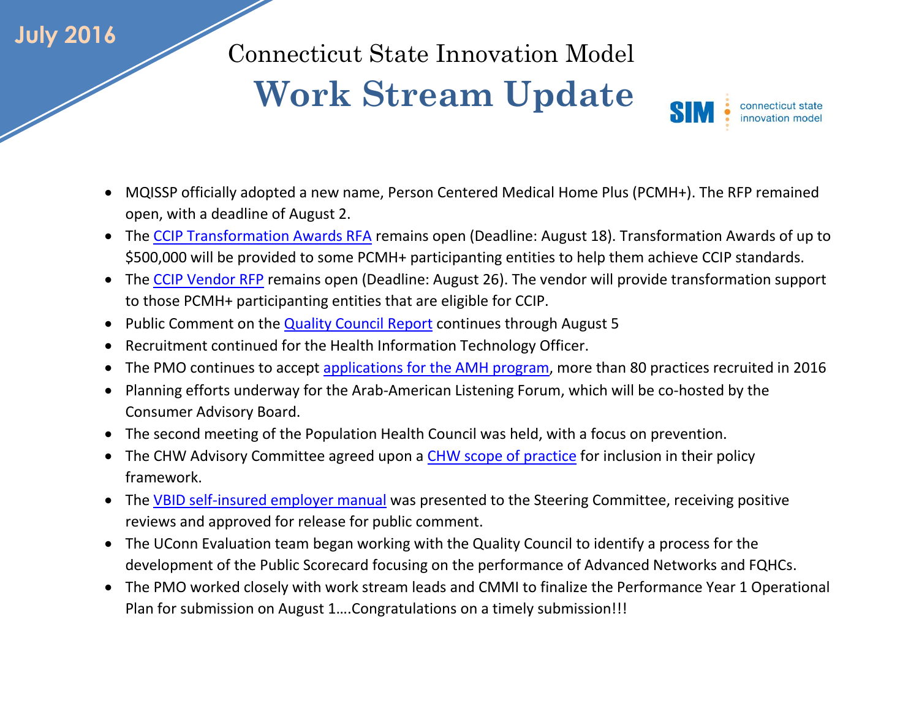July 2016

Connecticut State Innovation Model

# Work Stream Update

SIM connecticut state innovation model

- MQISSP officially adopted a new name, Person Centered Medical Home Plus (PCMH+). The RFP remained open, with a deadline of August 2.
- The CCIP Transformation Awards RFA remains open (Deadline: August 18). Transformation Awards of up to $500,000 will be provided to some PCMH+ participanting entities to help them achieve CCIP standards.
- The CCIP Vendor RFP remains open (Deadline: August 26). The vendor will provide transformation support to those PCMH+ participanting entities that are eligible for CCIP.
- Public Comment on the Quality Council Report continues through August 5
- Recruitment continued for the Health Information Technology Officer.
- The PMO continues to accept applications for the AMH program, more than 80 practices recruited in 2016
- Planning efforts underway for the Arab-American Listening Forum, which will be co-hosted by the Consumer Advisory Board.
- The second meeting of the Population Health Council was held, with a focus on prevention.
- The CHW Advisory Committee agreed upon a CHW scope of practice for inclusion in their policy framework.
- The VBID self-insured employer manual was presented to the Steering Committee, receiving positive reviews and approved for release for public comment.
- The UConn Evaluation team began working with the Quality Council to identify a process for the development of the Public Scorecard focusing on the performance of Advanced Networks and FQHCs.
- The PMO worked closely with work stream leads and CMMI to finalize the Performance Year 1 Operational Plan for submission on August 1….Congratulations on a timely submission!!!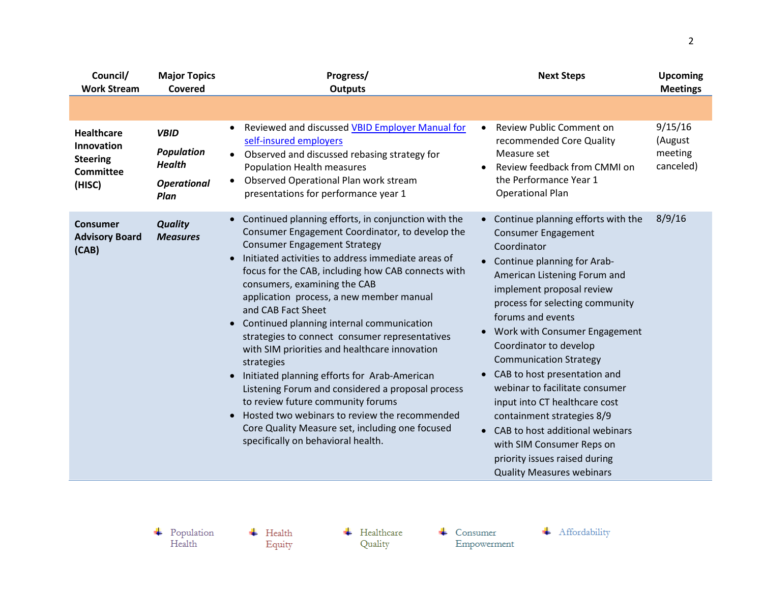| Council/ Work Stream | Major Topics Covered | Progress/ Outputs | Next Steps | Upcoming Meetings |
|---|---|---|---|---|
| | | | | |
| **Healthcare Innovation Steering Committee (HISC)** | ***VBID*** <br> ***Population Health*** <br> ***Operational Plan*** | • Reviewed and discussed [VBID Employer Manual for self-insured employers]() <br> • Observed and discussed rebasing strategy for Population Health measures <br> • Observed Operational Plan work stream presentations for performance year 1 | • Review Public Comment on recommended Core Quality Measure set <br> • Review feedback from CMMI on the Performance Year 1 Operational Plan | 9/15/16 (August meeting canceled) |
| **Consumer Advisory Board (CAB)** | ***Quality Measures*** | • Continued planning efforts, in conjunction with the Consumer Engagement Coordinator, to develop the Consumer Engagement Strategy <br> • Initiated activities to address immediate areas of focus for the CAB, including how CAB connects with consumers, examining the CAB application process, a new member manual and CAB Fact Sheet <br> • Continued planning internal communication strategies to connect consumer representatives with SIM priorities and healthcare innovation strategies <br> • Initiated planning efforts for Arab-American Listening Forum and considered a proposal process to review future community forums <br> • Hosted two webinars to review the recommended Core Quality Measure set, including one focused specifically on behavioral health. | • Continue planning efforts with the Consumer Engagement Coordinator <br> • Continue planning for Arab-American Listening Forum and implement proposal review process for selecting community forums and events <br> • Work with Consumer Engagement Coordinator to develop Communication Strategy <br> • CAB to host presentation and webinar to facilitate consumer input into CT healthcare cost containment strategies 8/9 <br> • CAB to host additional webinars with SIM Consumer Reps on priority issues raised during Quality Measures webinars | 8/9/16 |

Population Health &nbsp;&nbsp; Health Equity &nbsp;&nbsp; Healthcare Quality &nbsp;&nbsp; Consumer Empowerment &nbsp;&nbsp; Affordability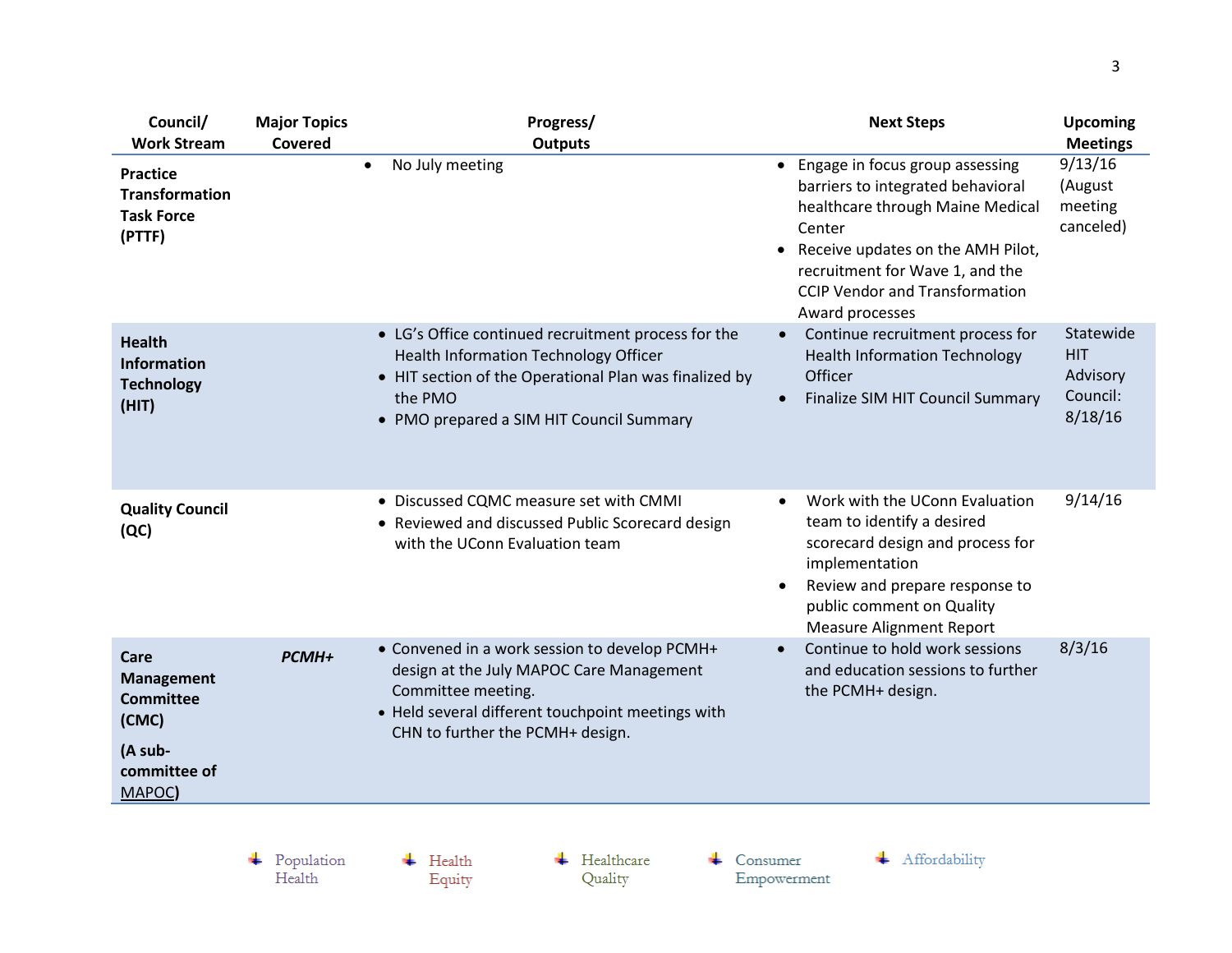| Council/ Work Stream | Major Topics Covered | Progress/ Outputs | Next Steps | Upcoming Meetings |
|---|---|---|---|---|
| **Practice Transformation Task Force (PTTF)** | | • No July meeting | • Engage in focus group assessing barriers to integrated behavioral healthcare through Maine Medical Center<br>• Receive updates on the AMH Pilot, recruitment for Wave 1, and the CCIP Vendor and Transformation Award processes | 9/13/16 (August meeting canceled) |
| **Health Information Technology (HIT)** | | • LG's Office continued recruitment process for the Health Information Technology Officer<br>• HIT section of the Operational Plan was finalized by the PMO<br>• PMO prepared a SIM HIT Council Summary | • Continue recruitment process for Health Information Technology Officer<br>• Finalize SIM HIT Council Summary | Statewide HIT Advisory Council: 8/18/16 |
| **Quality Council (QC)** | | • Discussed CQMC measure set with CMMI<br>• Reviewed and discussed Public Scorecard design with the UConn Evaluation team | • Work with the UConn Evaluation team to identify a desired scorecard design and process for implementation<br>• Review and prepare response to public comment on Quality Measure Alignment Report | 9/14/16 |
| **Care Management Committee (CMC)** **(A sub-committee of MAPOC)** | ***PCMH+*** | • Convened in a work session to develop PCMH+ design at the July MAPOC Care Management Committee meeting.<br>• Held several different touchpoint meetings with CHN to further the PCMH+ design. | • Continue to hold work sessions and education sessions to further the PCMH+ design. | 8/3/16 |

Population Health | Health Equity | Healthcare Quality | Consumer Empowerment | Affordability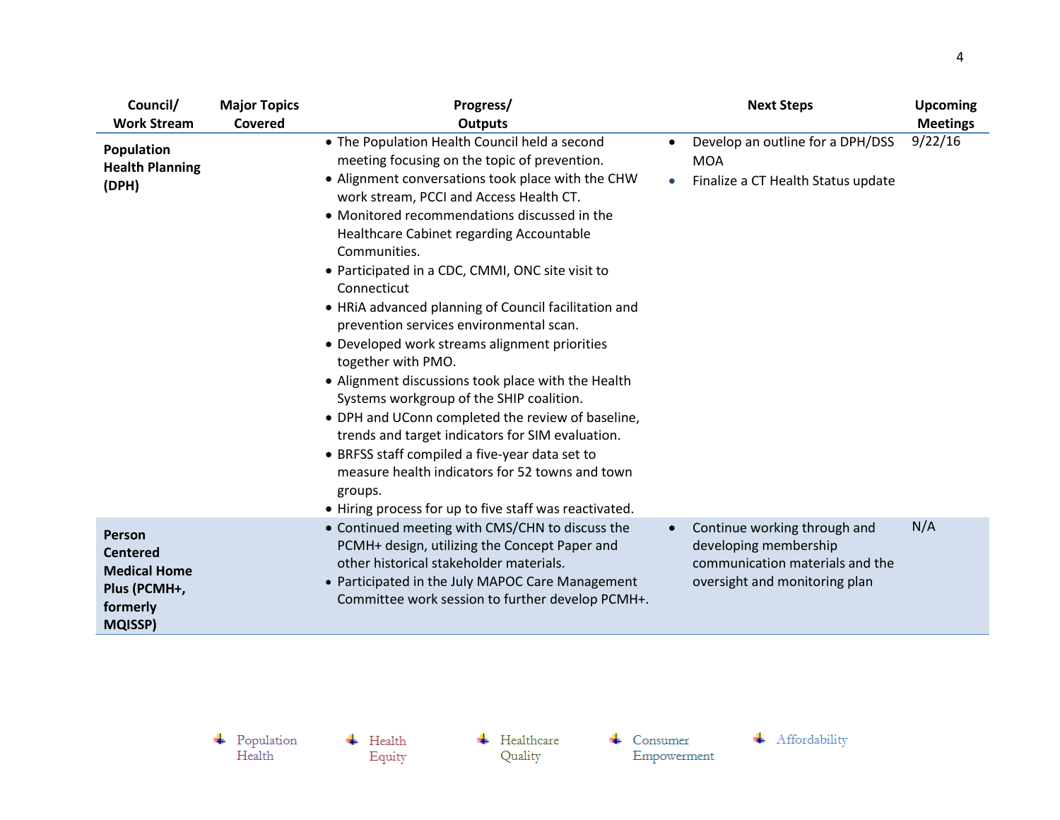| Council/ Work Stream | Major Topics Covered | Progress/ Outputs | Next Steps | Upcoming Meetings |
|---|---|---|---|---|
| **Population Health Planning (DPH)** | | • The Population Health Council held a second meeting focusing on the topic of prevention.<br>• Alignment conversations took place with the CHW work stream, PCCI and Access Health CT.<br>• Monitored recommendations discussed in the Healthcare Cabinet regarding Accountable Communities.<br>• Participated in a CDC, CMMI, ONC site visit to Connecticut<br>• HRiA advanced planning of Council facilitation and prevention services environmental scan.<br>• Developed work streams alignment priorities together with PMO.<br>• Alignment discussions took place with the Health Systems workgroup of the SHIP coalition.<br>• DPH and UConn completed the review of baseline, trends and target indicators for SIM evaluation.<br>• BRFSS staff compiled a five-year data set to measure health indicators for 52 towns and town groups.<br>• Hiring process for up to five staff was reactivated. | • Develop an outline for a DPH/DSS MOA<br>• Finalize a CT Health Status update | 9/22/16 |
| **Person Centered Medical Home Plus (PCMH+, formerly MQISSP)** | | • Continued meeting with CMS/CHN to discuss the PCMH+ design, utilizing the Concept Paper and other historical stakeholder materials.<br>• Participated in the July MAPOC Care Management Committee work session to further develop PCMH+. | • Continue working through and developing membership communication materials and the oversight and monitoring plan | N/A |

Population Health | Health Equity | Healthcare Quality | Consumer Empowerment | Affordability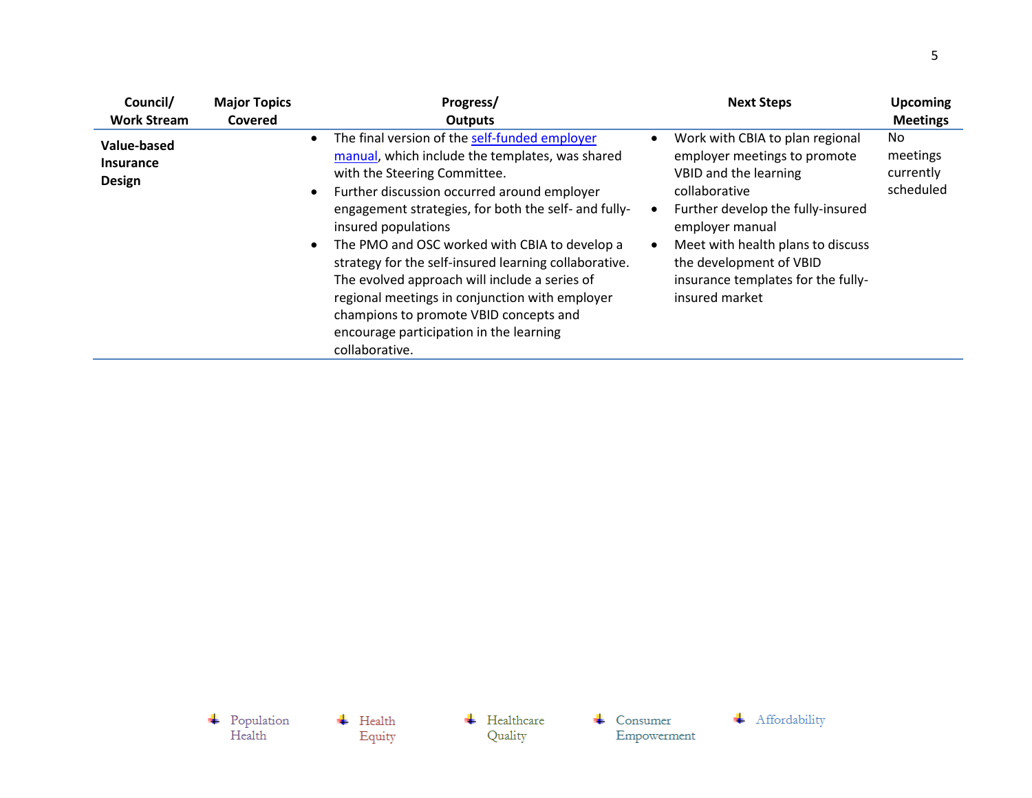| Council/ Work Stream | Major Topics Covered | Progress/ Outputs | Next Steps | Upcoming Meetings |
|---|---|---|---|---|
| **Value-based Insurance Design** | | • The final version of the self-funded employer manual, which include the templates, was shared with the Steering Committee.<br>• Further discussion occurred around employer engagement strategies, for both the self- and fully-insured populations<br>• The PMO and OSC worked with CBIA to develop a strategy for the self-insured learning collaborative. The evolved approach will include a series of regional meetings in conjunction with employer champions to promote VBID concepts and encourage participation in the learning collaborative. | • Work with CBIA to plan regional employer meetings to promote VBID and the learning collaborative<br>• Further develop the fully-insured employer manual<br>• Meet with health plans to discuss the development of VBID insurance templates for the fully-insured market | No meetings currently scheduled |

Population Health | Health Equity | Healthcare Quality | Consumer Empowerment | Affordability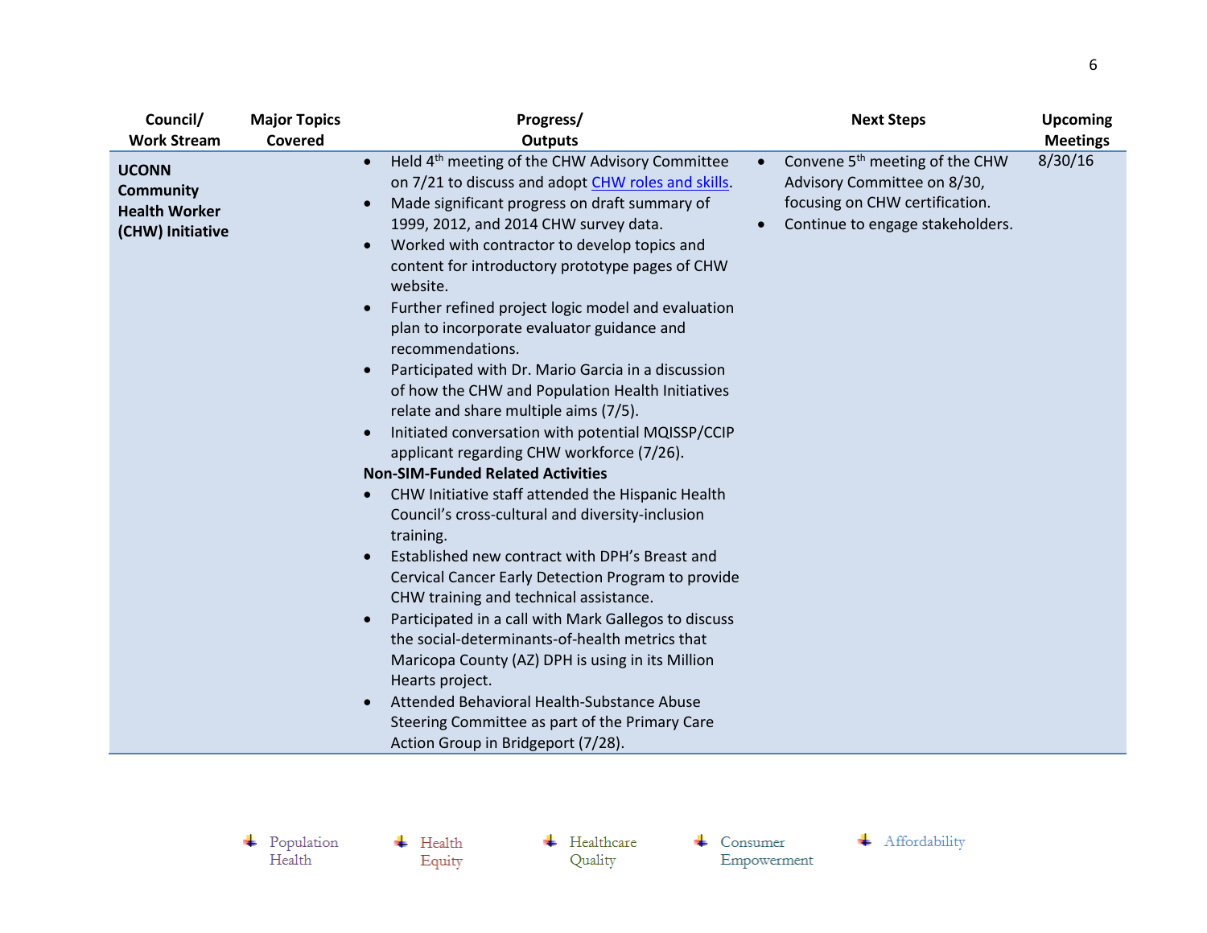| Council/ Work Stream | Major Topics Covered | Progress/ Outputs | Next Steps | Upcoming Meetings |
|---|---|---|---|---|
| **UCONN Community Health Worker (CHW) Initiative** | | • Held 4th meeting of the CHW Advisory Committee on 7/21 to discuss and adopt CHW roles and skills.<br>• Made significant progress on draft summary of 1999, 2012, and 2014 CHW survey data.<br>• Worked with contractor to develop topics and content for introductory prototype pages of CHW website.<br>• Further refined project logic model and evaluation plan to incorporate evaluator guidance and recommendations.<br>• Participated with Dr. Mario Garcia in a discussion of how the CHW and Population Health Initiatives relate and share multiple aims (7/5).<br>• Initiated conversation with potential MQISSP/CCIP applicant regarding CHW workforce (7/26).<br>**Non-SIM-Funded Related Activities**<br>• CHW Initiative staff attended the Hispanic Health Council's cross-cultural and diversity-inclusion training.<br>• Established new contract with DPH's Breast and Cervical Cancer Early Detection Program to provide CHW training and technical assistance.<br>• Participated in a call with Mark Gallegos to discuss the social-determinants-of-health metrics that Maricopa County (AZ) DPH is using in its Million Hearts project.<br>• Attended Behavioral Health-Substance Abuse Steering Committee as part of the Primary Care Action Group in Bridgeport (7/28). | • Convene 5th meeting of the CHW Advisory Committee on 8/30, focusing on CHW certification.<br>• Continue to engage stakeholders. | 8/30/16 |

Population Health Health Equity Healthcare Quality Consumer Empowerment Affordability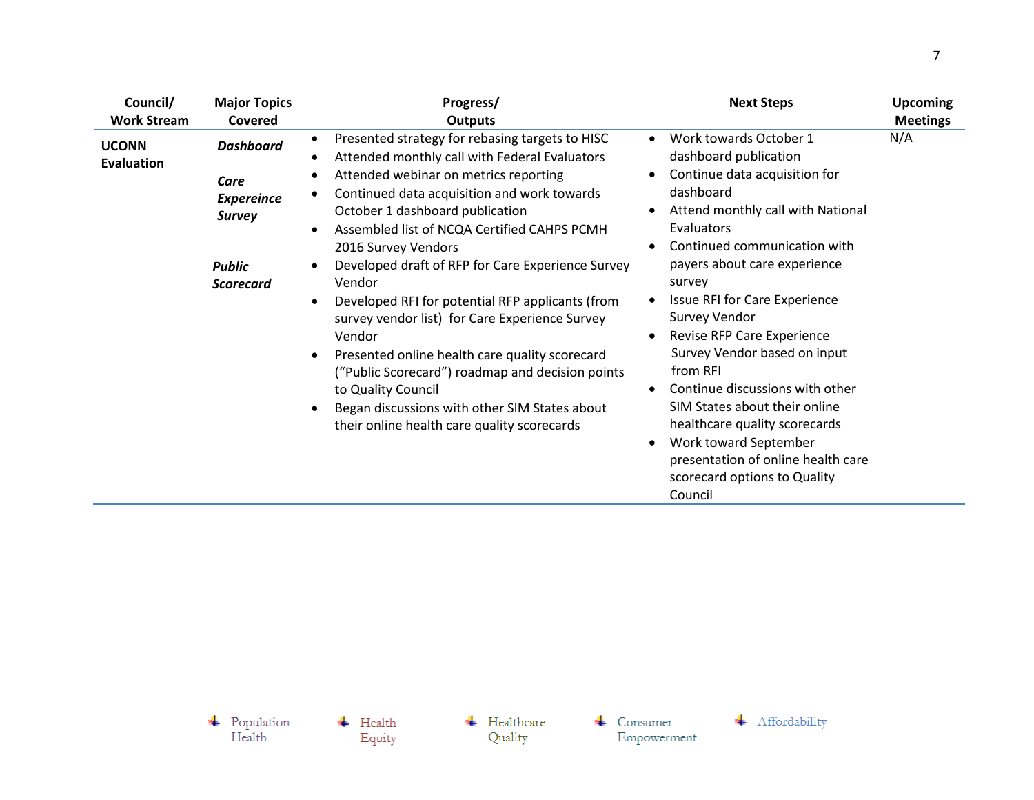| Council/ Work Stream | Major Topics Covered | Progress/ Outputs | Next Steps | Upcoming Meetings |
|---|---|---|---|---|
| **UCONN Evaluation** | ***Dashboard***<br><br>***Care Expereince Survey***<br><br>***Public Scorecard*** | • Presented strategy for rebasing targets to HISC<br>• Attended monthly call with Federal Evaluators<br>• Attended webinar on metrics reporting<br>• Continued data acquisition and work towards October 1 dashboard publication<br>• Assembled list of NCQA Certified CAHPS PCMH 2016 Survey Vendors<br>• Developed draft of RFP for Care Experience Survey Vendor<br>• Developed RFI for potential RFP applicants (from survey vendor list) for Care Experience Survey Vendor<br>• Presented online health care quality scorecard ("Public Scorecard") roadmap and decision points to Quality Council<br>• Began discussions with other SIM States about their online health care quality scorecards | • Work towards October 1 dashboard publication<br>• Continue data acquisition for dashboard<br>• Attend monthly call with National Evaluators<br>• Continued communication with payers about care experience survey<br>• Issue RFI for Care Experience Survey Vendor<br>• Revise RFP Care Experience Survey Vendor based on input from RFI<br>• Continue discussions with other SIM States about their online healthcare quality scorecards<br>• Work toward September presentation of online health care scorecard options to Quality Council | N/A |

Population Health | Health Equity | Healthcare Quality | Consumer Empowerment | Affordability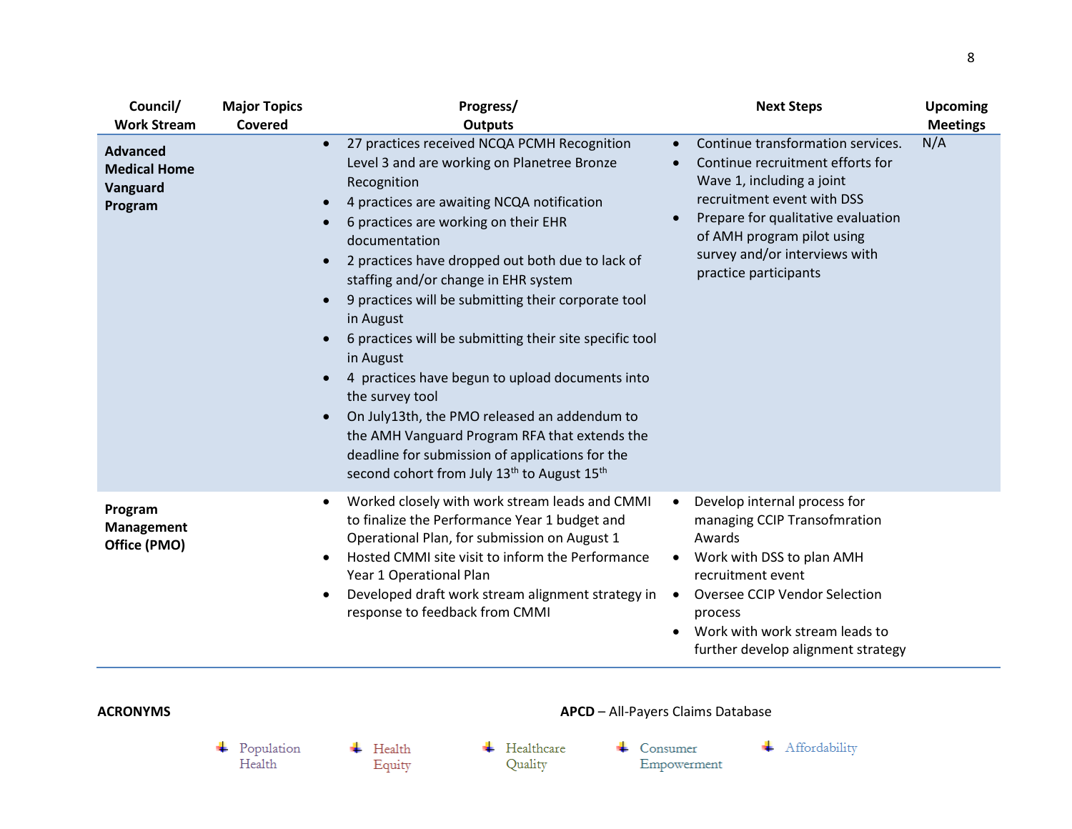| Council/ Work Stream | Major Topics Covered | Progress/ Outputs | Next Steps | Upcoming Meetings |
|---|---|---|---|---|
| **Advanced Medical Home Vanguard Program** | | • 27 practices received NCQA PCMH Recognition Level 3 and are working on Planetree Bronze Recognition<br>• 4 practices are awaiting NCQA notification<br>• 6 practices are working on their EHR documentation<br>• 2 practices have dropped out both due to lack of staffing and/or change in EHR system<br>• 9 practices will be submitting their corporate tool in August<br>• 6 practices will be submitting their site specific tool in August<br>• 4 practices have begun to upload documents into the survey tool<br>• On July13th, the PMO released an addendum to the AMH Vanguard Program RFA that extends the deadline for submission of applications for the second cohort from July 13th to August 15th | • Continue transformation services.<br>• Continue recruitment efforts for Wave 1, including a joint recruitment event with DSS<br>• Prepare for qualitative evaluation of AMH program pilot using survey and/or interviews with practice participants | N/A |
| **Program Management Office (PMO)** | | • Worked closely with work stream leads and CMMI to finalize the Performance Year 1 budget and Operational Plan, for submission on August 1<br>• Hosted CMMI site visit to inform the Performance Year 1 Operational Plan<br>• Developed draft work stream alignment strategy in response to feedback from CMMI | • Develop internal process for managing CCIP Transofmration Awards<br>• Work with DSS to plan AMH recruitment event<br>• Oversee CCIP Vendor Selection process<br>• Work with work stream leads to further develop alignment strategy | |

**ACRONYMS**

**APCD** – All-Payers Claims Database

Population Health | Health Equity | Healthcare Quality | Consumer Empowerment | Affordability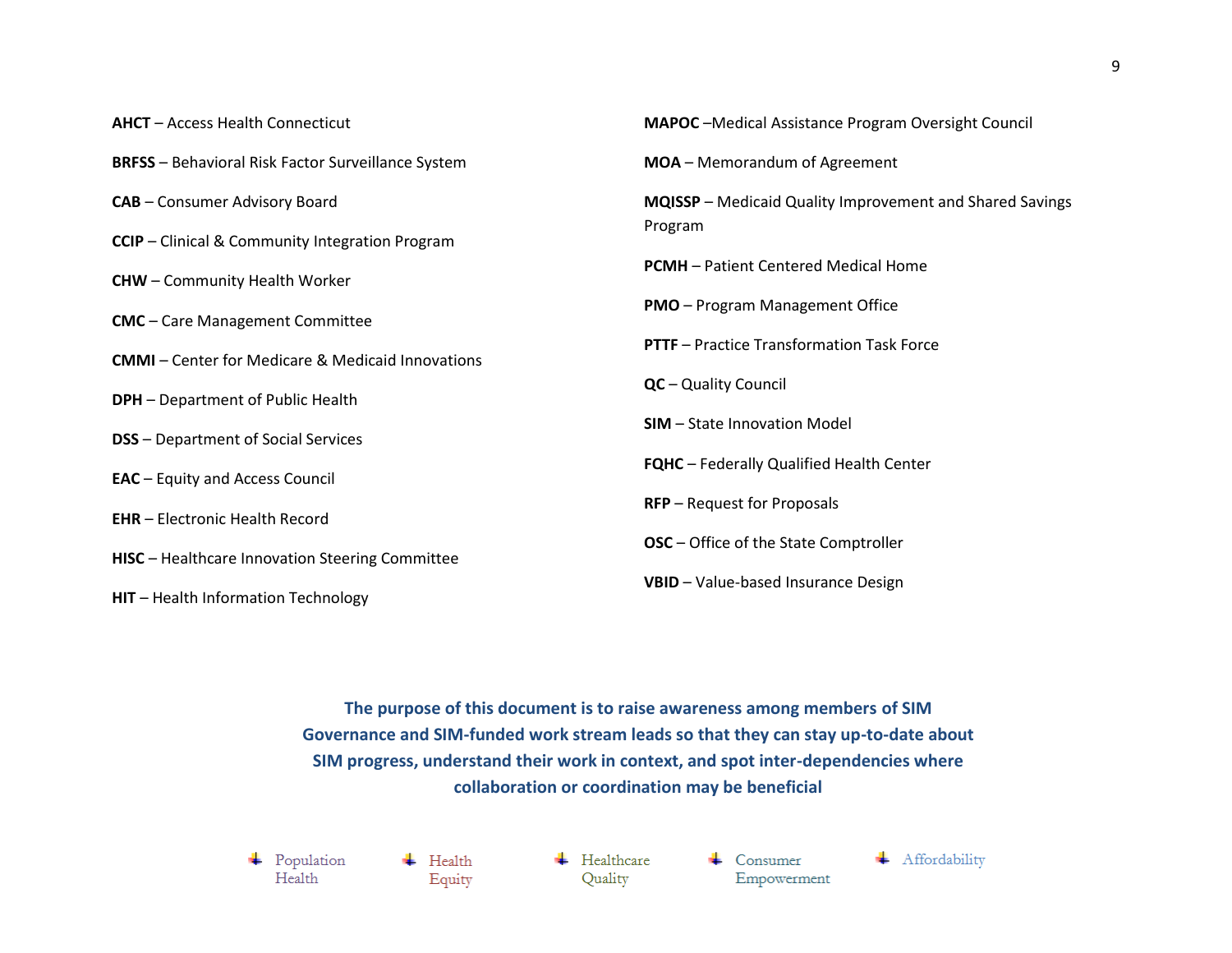**AHCT** – Access Health Connecticut

**BRFSS** – Behavioral Risk Factor Surveillance System

**CAB** – Consumer Advisory Board

**CCIP** – Clinical & Community Integration Program

**CHW** – Community Health Worker

**CMC** – Care Management Committee

**CMMI** – Center for Medicare & Medicaid Innovations

**DPH** – Department of Public Health

**DSS** – Department of Social Services

**EAC** – Equity and Access Council

**EHR** – Electronic Health Record

**HISC** – Healthcare Innovation Steering Committee

**HIT** – Health Information Technology

**MAPOC** –Medical Assistance Program Oversight Council

**MOA** – Memorandum of Agreement

**MQISSP** – Medicaid Quality Improvement and Shared Savings Program

**PCMH** – Patient Centered Medical Home

**PMO** – Program Management Office

**PTTF** – Practice Transformation Task Force

**QC** – Quality Council

**SIM** – State Innovation Model

**FQHC** – Federally Qualified Health Center

**RFP** – Request for Proposals

**OSC** – Office of the State Comptroller

**VBID** – Value-based Insurance Design

**The purpose of this document is to raise awareness among members of SIM Governance and SIM-funded work stream leads so that they can stay up-to-date about SIM progress, understand their work in context, and spot inter-dependencies where collaboration or coordination may be beneficial**

- Population Health
- Health Equity
- Healthcare Quality
- Consumer Empowerment
- Affordability